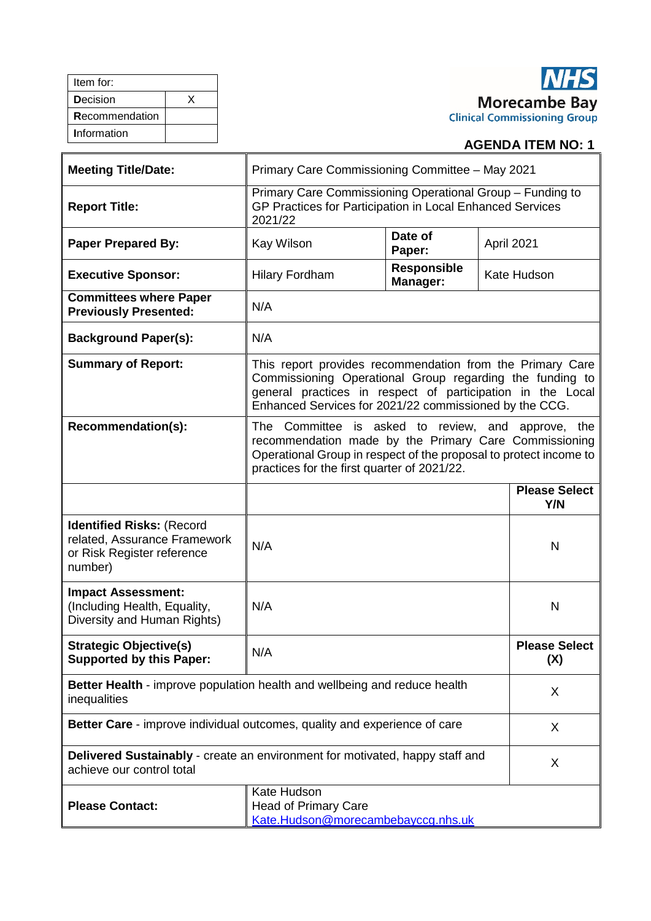| Item for: | |
|---|---|
| **D**ecision | X |
| **R**ecommendation | |
| **I**nformation | |

NHS
Morecambe Bay
Clinical Commissioning Group

**AGENDA ITEM NO: 1**

| **Meeting Title/Date:** | Primary Care Commissioning Committee – May 2021 | | |
|---|---|---|---|
| **Report Title:** | Primary Care Commissioning Operational Group – Funding to GP Practices for Participation in Local Enhanced Services 2021/22 | | |
| **Paper Prepared By:** | Kay Wilson | **Date of Paper:** | April 2021 |
| **Executive Sponsor:** | Hilary Fordham | **Responsible Manager:** | Kate Hudson |
| **Committees where Paper Previously Presented:** | N/A | | |
| **Background Paper(s):** | N/A | | |
| **Summary of Report:** | This report provides recommendation from the Primary Care Commissioning Operational Group regarding the funding to general practices in respect of participation in the Local Enhanced Services for 2021/22 commissioned by the CCG. | | |
| **Recommendation(s):** | The Committee is asked to review, and approve, the recommendation made by the Primary Care Commissioning Operational Group in respect of the proposal to protect income to practices for the first quarter of 2021/22. | | |

| | | **Please Select Y/N** |
|---|---|---|
| **Identified Risks:** (Record related, Assurance Framework or Risk Register reference number) | N/A | N |
| **Impact Assessment:** (Including Health, Equality, Diversity and Human Rights) | N/A | N |
| **Strategic Objective(s) Supported by this Paper:** | N/A | **Please Select (X)** |
| **Better Health** - improve population health and wellbeing and reduce health inequalities | | X |
| **Better Care** - improve individual outcomes, quality and experience of care | | X |
| **Delivered Sustainably** - create an environment for motivated, happy staff and achieve our control total | | X |
| **Please Contact:** | Kate Hudson<br>Head of Primary Care<br>Kate.Hudson@morecambebayccg.nhs.uk | |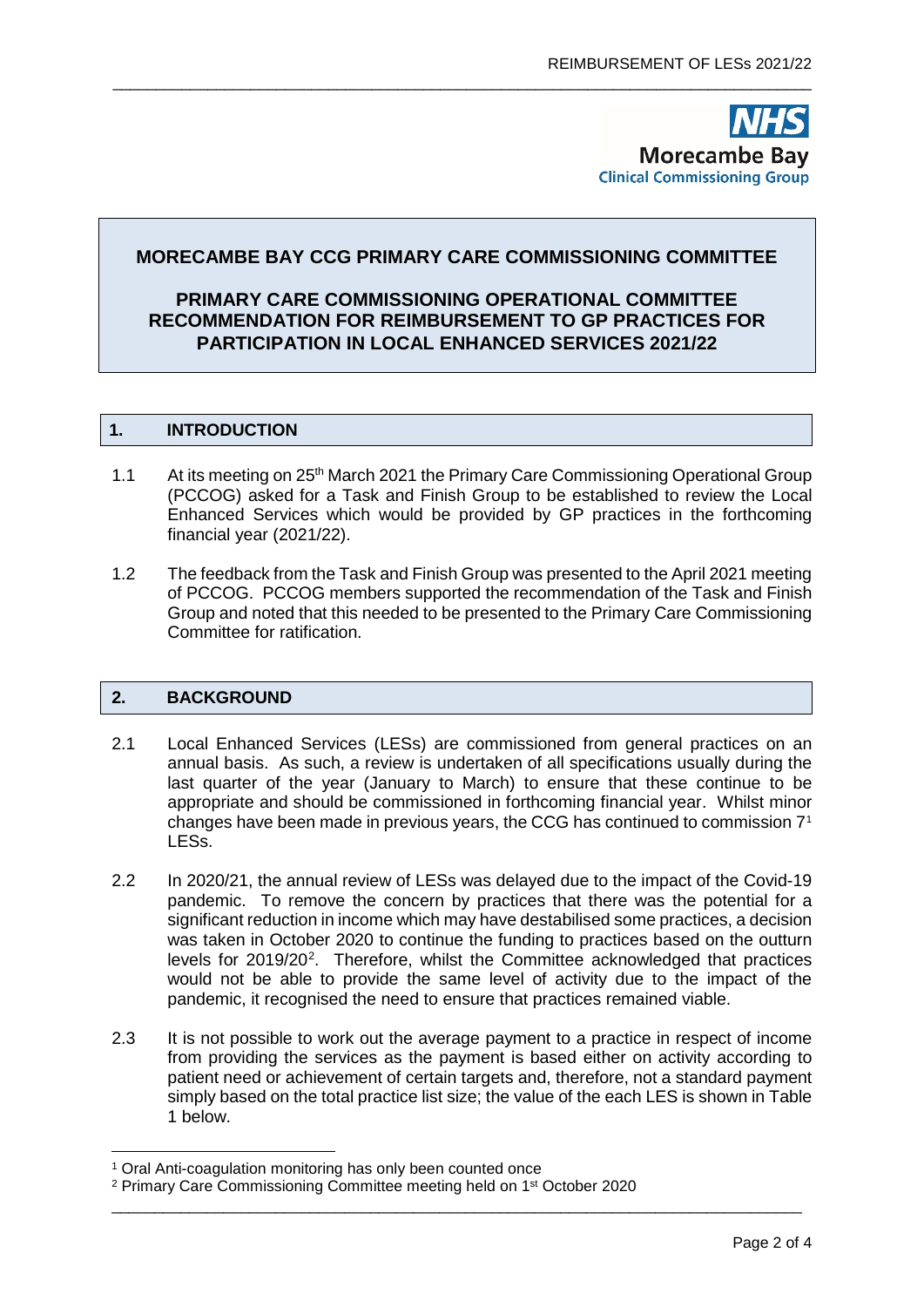**MORECAMBE BAY CCG PRIMARY CARE COMMISSIONING COMMITTEE**

**PRIMARY CARE COMMISSIONING OPERATIONAL COMMITTEE RECOMMENDATION FOR REIMBURSEMENT TO GP PRACTICES FOR PARTICIPATION IN LOCAL ENHANCED SERVICES 2021/22**

## 1. INTRODUCTION

1.1 At its meeting on 25th March 2021 the Primary Care Commissioning Operational Group (PCCOG) asked for a Task and Finish Group to be established to review the Local Enhanced Services which would be provided by GP practices in the forthcoming financial year (2021/22).

1.2 The feedback from the Task and Finish Group was presented to the April 2021 meeting of PCCOG. PCCOG members supported the recommendation of the Task and Finish Group and noted that this needed to be presented to the Primary Care Commissioning Committee for ratification.

## 2. BACKGROUND

2.1 Local Enhanced Services (LESs) are commissioned from general practices on an annual basis. As such, a review is undertaken of all specifications usually during the last quarter of the year (January to March) to ensure that these continue to be appropriate and should be commissioned in forthcoming financial year. Whilst minor changes have been made in previous years, the CCG has continued to commission 7[1] LESs.

2.2 In 2020/21, the annual review of LESs was delayed due to the impact of the Covid-19 pandemic. To remove the concern by practices that there was the potential for a significant reduction in income which may have destabilised some practices, a decision was taken in October 2020 to continue the funding to practices based on the outturn levels for 2019/20[2]. Therefore, whilst the Committee acknowledged that practices would not be able to provide the same level of activity due to the impact of the pandemic, it recognised the need to ensure that practices remained viable.

2.3 It is not possible to work out the average payment to a practice in respect of income from providing the services as the payment is based either on activity according to patient need or achievement of certain targets and, therefore, not a standard payment simply based on the total practice list size; the value of the each LES is shown in Table 1 below.

[1] Oral Anti-coagulation monitoring has only been counted once

[2] Primary Care Commissioning Committee meeting held on 1st October 2020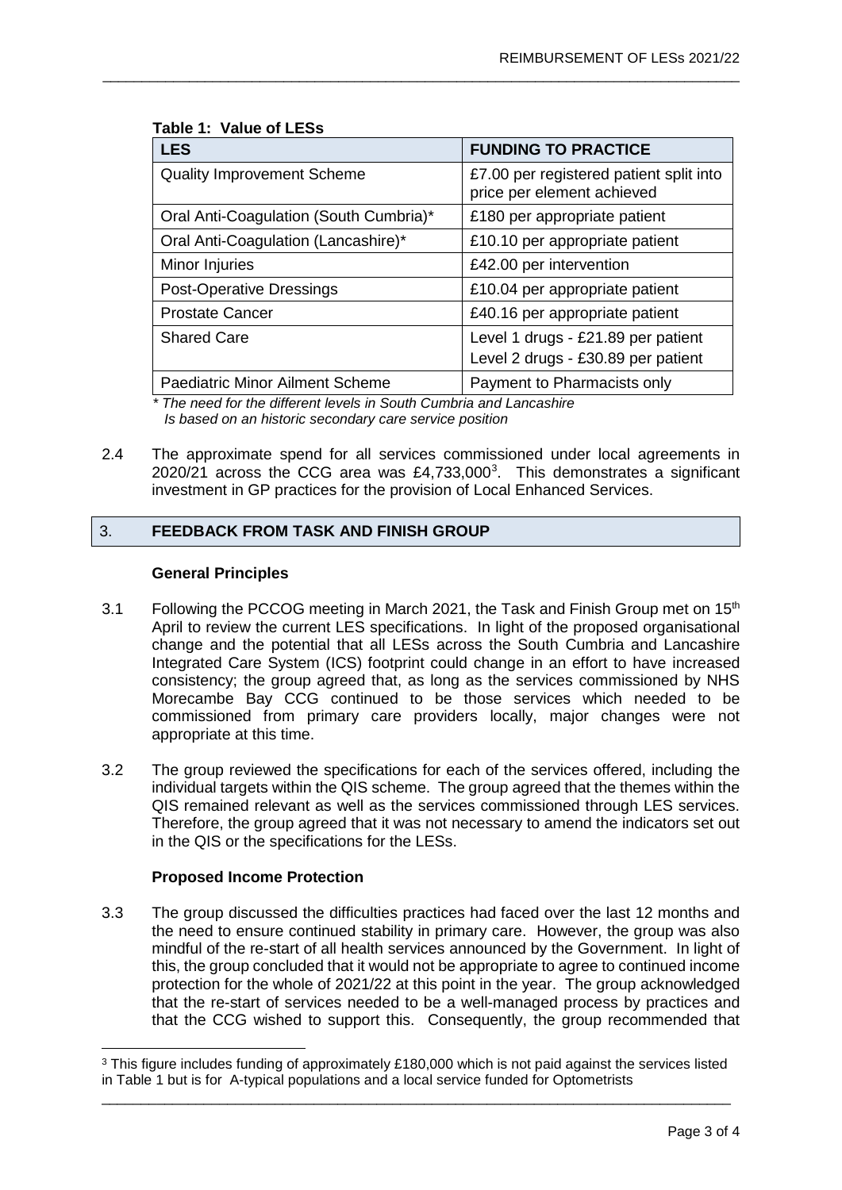**Table 1: Value of LESs**

| LES | FUNDING TO PRACTICE |
|---|---|
| Quality Improvement Scheme | £7.00 per registered patient split into price per element achieved |
| Oral Anti-Coagulation (South Cumbria)* | £180 per appropriate patient |
| Oral Anti-Coagulation (Lancashire)* | £10.10 per appropriate patient |
| Minor Injuries | £42.00 per intervention |
| Post-Operative Dressings | £10.04 per appropriate patient |
| Prostate Cancer | £40.16 per appropriate patient |
| Shared Care | Level 1 drugs - £21.89 per patient<br>Level 2 drugs - £30.89 per patient |
| Paediatric Minor Ailment Scheme | Payment to Pharmacists only |

*\* The need for the different levels in South Cumbria and Lancashire Is based on an historic secondary care service position*

2.4 The approximate spend for all services commissioned under local agreements in 2020/21 across the CCG area was £4,733,000[3]. This demonstrates a significant investment in GP practices for the provision of Local Enhanced Services.

## 3. FEEDBACK FROM TASK AND FINISH GROUP

### General Principles

3.1 Following the PCCOG meeting in March 2021, the Task and Finish Group met on 15th April to review the current LES specifications. In light of the proposed organisational change and the potential that all LESs across the South Cumbria and Lancashire Integrated Care System (ICS) footprint could change in an effort to have increased consistency; the group agreed that, as long as the services commissioned by NHS Morecambe Bay CCG continued to be those services which needed to be commissioned from primary care providers locally, major changes were not appropriate at this time.

3.2 The group reviewed the specifications for each of the services offered, including the individual targets within the QIS scheme. The group agreed that the themes within the QIS remained relevant as well as the services commissioned through LES services. Therefore, the group agreed that it was not necessary to amend the indicators set out in the QIS or the specifications for the LESs.

### Proposed Income Protection

3.3 The group discussed the difficulties practices had faced over the last 12 months and the need to ensure continued stability in primary care. However, the group was also mindful of the re-start of all health services announced by the Government. In light of this, the group concluded that it would not be appropriate to agree to continued income protection for the whole of 2021/22 at this point in the year. The group acknowledged that the re-start of services needed to be a well-managed process by practices and that the CCG wished to support this. Consequently, the group recommended that

[3] This figure includes funding of approximately £180,000 which is not paid against the services listed in Table 1 but is for A-typical populations and a local service funded for Optometrists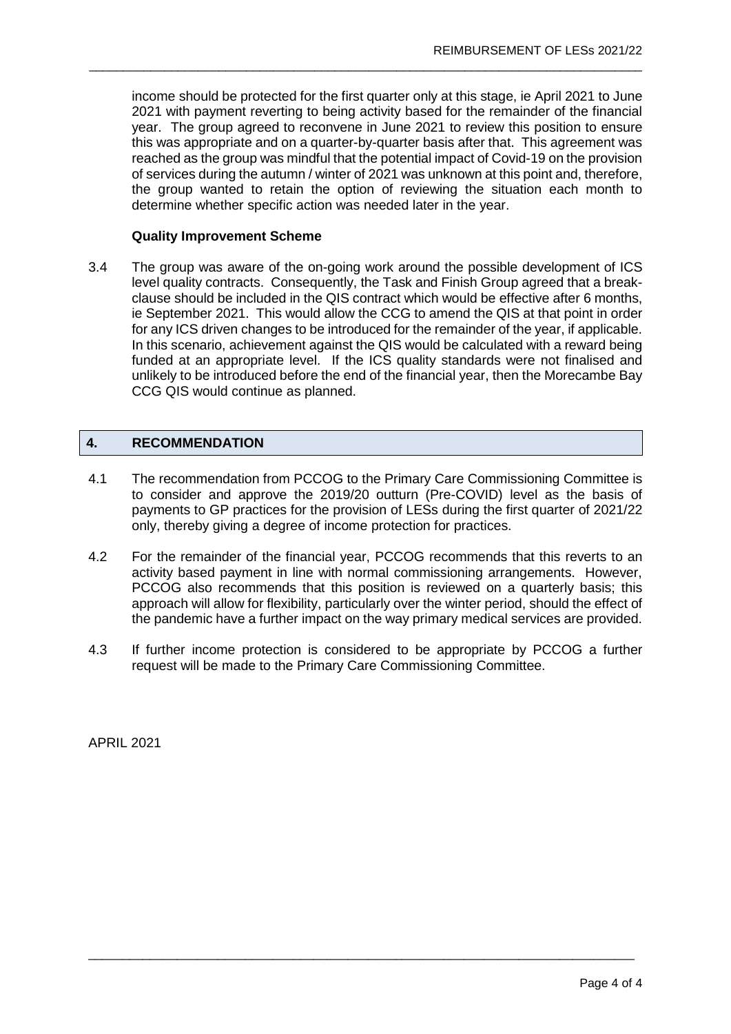income should be protected for the first quarter only at this stage, ie April 2021 to June 2021 with payment reverting to being activity based for the remainder of the financial year. The group agreed to reconvene in June 2021 to review this position to ensure this was appropriate and on a quarter-by-quarter basis after that. This agreement was reached as the group was mindful that the potential impact of Covid-19 on the provision of services during the autumn / winter of 2021 was unknown at this point and, therefore, the group wanted to retain the option of reviewing the situation each month to determine whether specific action was needed later in the year.

**Quality Improvement Scheme**

3.4 The group was aware of the on-going work around the possible development of ICS level quality contracts. Consequently, the Task and Finish Group agreed that a break-clause should be included in the QIS contract which would be effective after 6 months, ie September 2021. This would allow the CCG to amend the QIS at that point in order for any ICS driven changes to be introduced for the remainder of the year, if applicable. In this scenario, achievement against the QIS would be calculated with a reward being funded at an appropriate level. If the ICS quality standards were not finalised and unlikely to be introduced before the end of the financial year, then the Morecambe Bay CCG QIS would continue as planned.

## 4. RECOMMENDATION

4.1 The recommendation from PCCOG to the Primary Care Commissioning Committee is to consider and approve the 2019/20 outturn (Pre-COVID) level as the basis of payments to GP practices for the provision of LESs during the first quarter of 2021/22 only, thereby giving a degree of income protection for practices.

4.2 For the remainder of the financial year, PCCOG recommends that this reverts to an activity based payment in line with normal commissioning arrangements. However, PCCOG also recommends that this position is reviewed on a quarterly basis; this approach will allow for flexibility, particularly over the winter period, should the effect of the pandemic have a further impact on the way primary medical services are provided.

4.3 If further income protection is considered to be appropriate by PCCOG a further request will be made to the Primary Care Commissioning Committee.

APRIL 2021